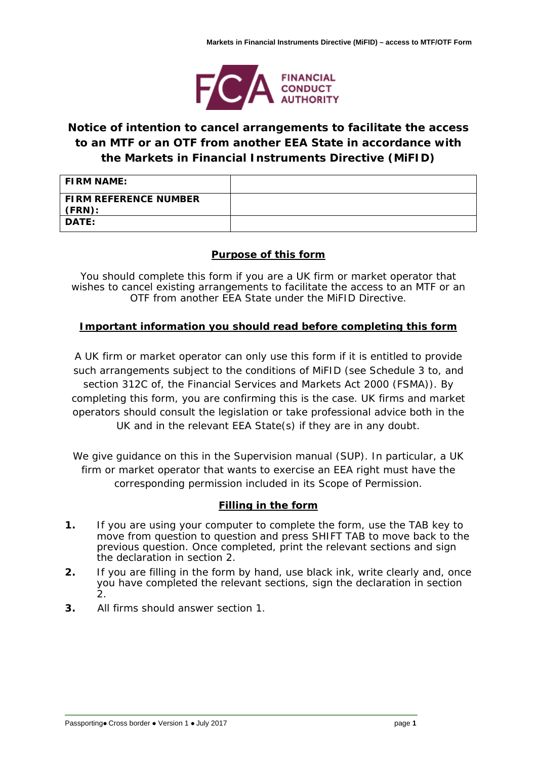# Notice of intention to cancel arrangements to facilitate the access to an MTF or an OTF from another EEA State in accordance with the Markets in Financial Instruments Directive (MiFID)

| FIRM NAME: | |
|---|---|
| FIRM REFERENCE NUMBER (FRN): | |
| DATE: | |

## Purpose of this form

You should complete this form if you are a UK firm or market operator that wishes to cancel existing arrangements to facilitate the access to an MTF or an OTF from another EEA State under the MiFID Directive.

## Important information you should read before completing this form

A UK firm or market operator can only use this form if it is entitled to provide such arrangements subject to the conditions of MiFID (see Schedule 3 to, and section 312C of, the Financial Services and Markets Act 2000 (FSMA)). By completing this form, you are confirming this is the case. UK firms and market operators should consult the legislation or take professional advice both in the UK and in the relevant EEA State(s) if they are in any doubt.

We give guidance on this in the Supervision manual (SUP). In particular, a UK firm or market operator that wants to exercise an EEA right must have the corresponding permission included in its Scope of Permission.

## Filling in the form

1. If you are using your computer to complete the form, use the TAB key to move from question to question and press SHIFT TAB to move back to the previous question. Once completed, print the relevant sections and sign the declaration in section 2.
2. If you are filling in the form by hand, use black ink, write clearly and, once you have completed the relevant sections, sign the declaration in section 2.
3. All firms should answer section 1.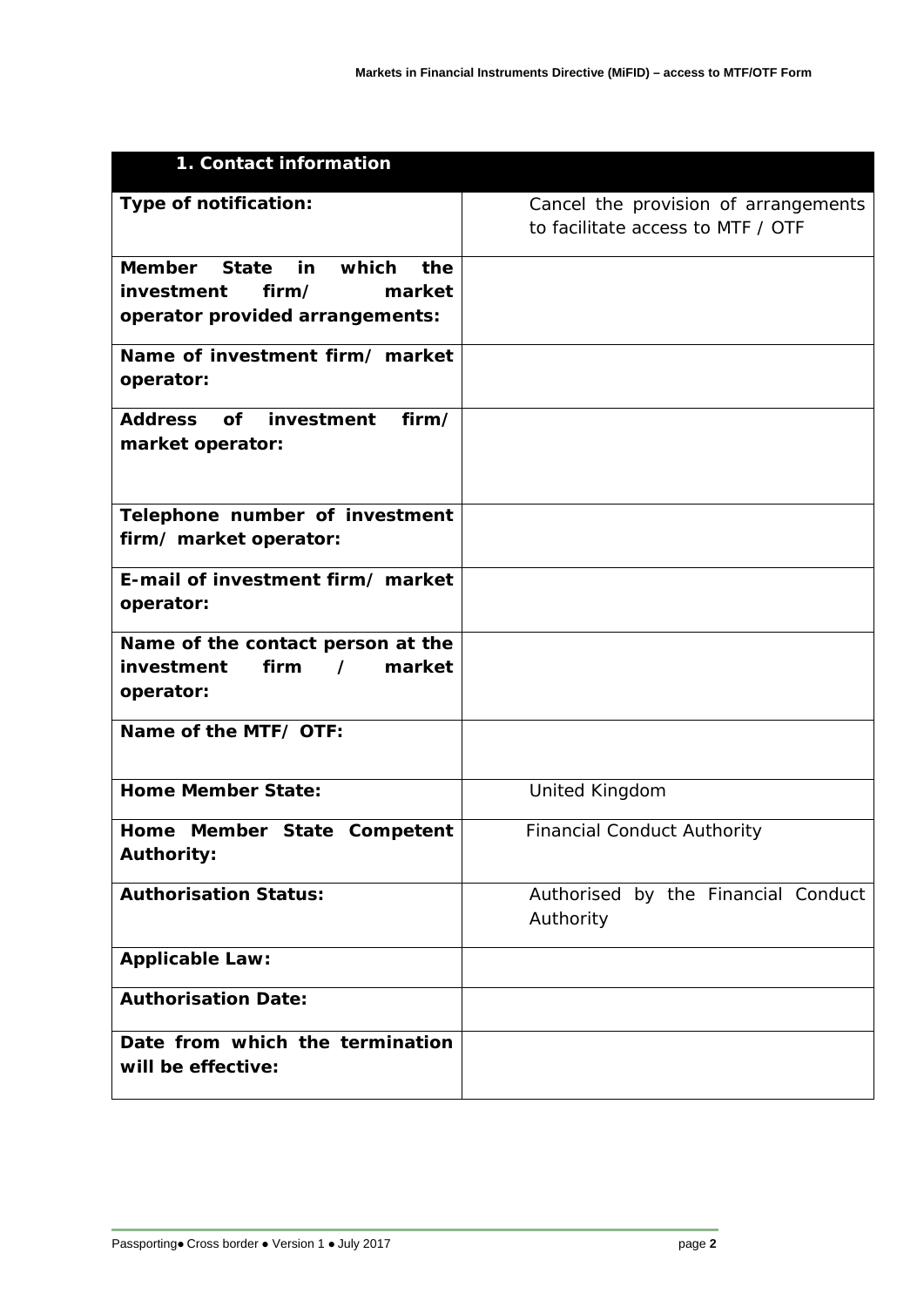| 1. Contact information | |
|---|---|
| **Type of notification:** | Cancel the provision of arrangements to facilitate access to MTF / OTF |
| **Member State in which the investment firm/ market operator provided arrangements:** | |
| **Name of investment firm/ market operator:** | |
| **Address of investment firm/ market operator:** | |
| **Telephone number of investment firm/ market operator:** | |
| **E-mail of investment firm/ market operator:** | |
| **Name of the contact person at the investment firm / market operator:** | |
| **Name of the MTF/ OTF:** | |
| **Home Member State:** | United Kingdom |
| **Home Member State Competent Authority:** | Financial Conduct Authority |
| **Authorisation Status:** | Authorised by the Financial Conduct Authority |
| **Applicable Law:** | |
| **Authorisation Date:** | |
| **Date from which the termination will be effective:** | |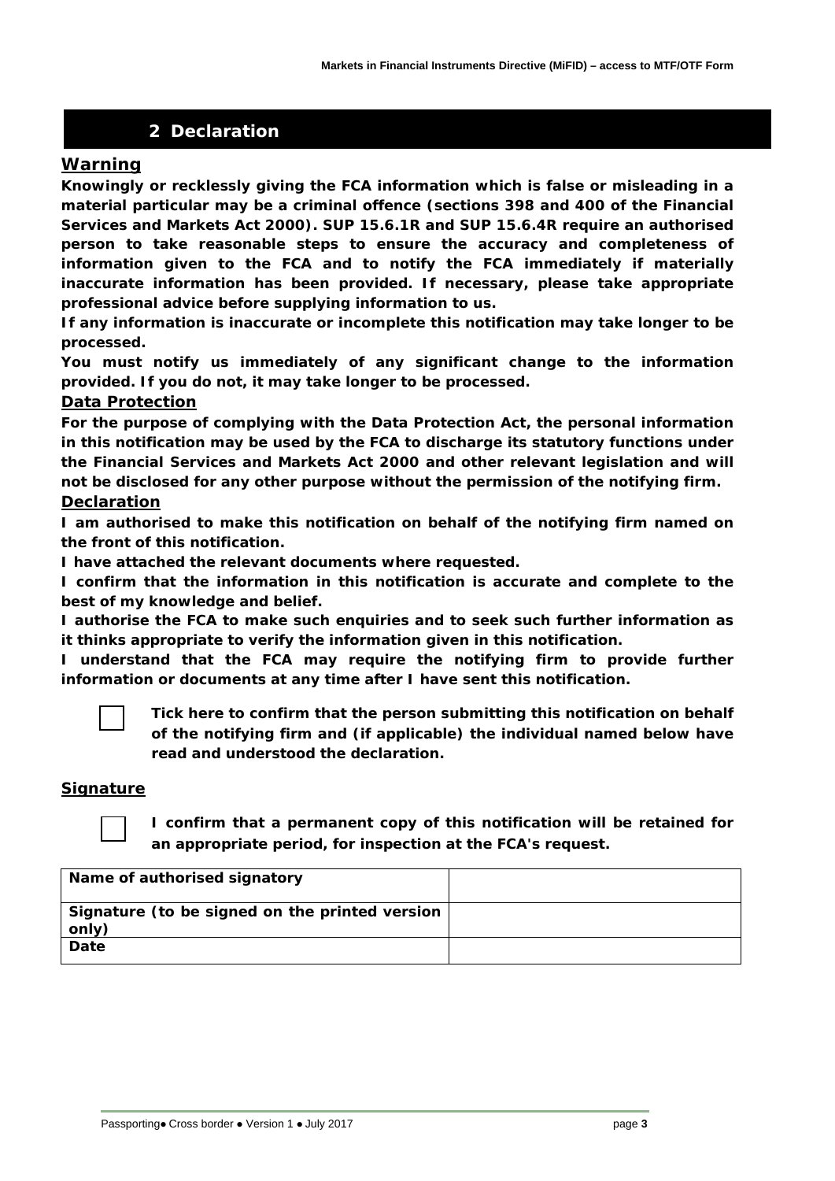## 2 Declaration

### Warning

**Knowingly or recklessly giving the FCA information which is false or misleading in a material particular may be a criminal offence (sections 398 and 400 of the Financial Services and Markets Act 2000). SUP 15.6.1R and SUP 15.6.4R require an authorised person to take reasonable steps to ensure the accuracy and completeness of information given to the FCA and to notify the FCA immediately if materially inaccurate information has been provided. If necessary, please take appropriate professional advice before supplying information to us.**

**If any information is inaccurate or incomplete this notification may take longer to be processed.**

**You must notify us immediately of any significant change to the information provided. If you do not, it may take longer to be processed.**

### Data Protection

**For the purpose of complying with the Data Protection Act, the personal information in this notification may be used by the FCA to discharge its statutory functions under the Financial Services and Markets Act 2000 and other relevant legislation and will not be disclosed for any other purpose without the permission of the notifying firm.**

### Declaration

**I am authorised to make this notification on behalf of the notifying firm named on the front of this notification.**

**I have attached the relevant documents where requested.**

**I confirm that the information in this notification is accurate and complete to the best of my knowledge and belief.**

**I authorise the FCA to make such enquiries and to seek such further information as it thinks appropriate to verify the information given in this notification.**

**I understand that the FCA may require the notifying firm to provide further information or documents at any time after I have sent this notification.**

☐ **Tick here to confirm that the person submitting this notification on behalf of the notifying firm and (if applicable) the individual named below have read and understood the declaration.**

### Signature

☐ **I confirm that a permanent copy of this notification will be retained for an appropriate period, for inspection at the FCA's request.**

| | |
|---|---|
| Name of authorised signatory | |
| Signature (to be signed on the printed version only) | |
| Date | |